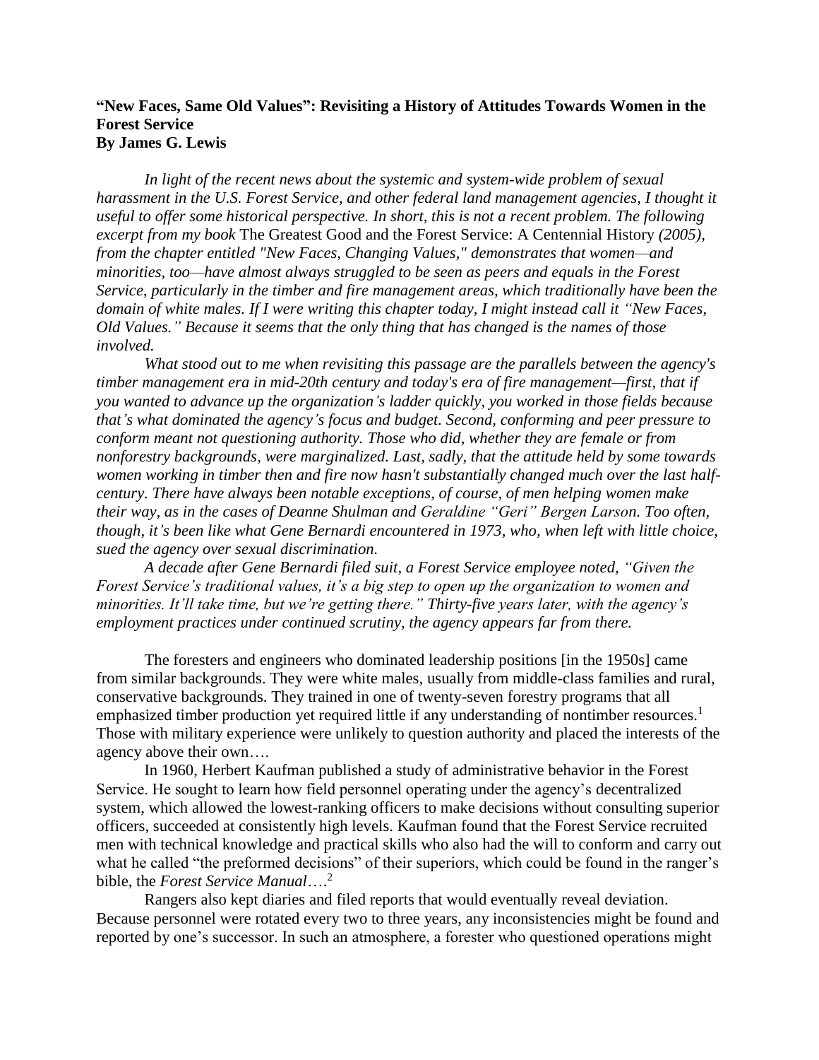**"New Faces, Same Old Values": Revisiting a History of Attitudes Towards Women in the Forest Service**
**By James G. Lewis**

*In light of the recent news about the systemic and system-wide problem of sexual harassment in the U.S. Forest Service, and other federal land management agencies, I thought it useful to offer some historical perspective. In short, this is not a recent problem. The following excerpt from my book* The Greatest Good and the Forest Service: A Centennial History *(2005), from the chapter entitled "New Faces, Changing Values," demonstrates that women—and minorities, too—have almost always struggled to be seen as peers and equals in the Forest Service, particularly in the timber and fire management areas, which traditionally have been the domain of white males. If I were writing this chapter today, I might instead call it "New Faces, Old Values." Because it seems that the only thing that has changed is the names of those involved.*

*What stood out to me when revisiting this passage are the parallels between the agency's timber management era in mid-20th century and today's era of fire management—first, that if you wanted to advance up the organization's ladder quickly, you worked in those fields because that's what dominated the agency's focus and budget. Second, conforming and peer pressure to conform meant not questioning authority. Those who did, whether they are female or from nonforestry backgrounds, were marginalized. Last, sadly, that the attitude held by some towards women working in timber then and fire now hasn't substantially changed much over the last half-century. There have always been notable exceptions, of course, of men helping women make their way, as in the cases of Deanne Shulman and Geraldine "Geri" Bergen Larson. Too often, though, it's been like what Gene Bernardi encountered in 1973, who, when left with little choice, sued the agency over sexual discrimination.*

*A decade after Gene Bernardi filed suit, a Forest Service employee noted, "Given the Forest Service's traditional values, it's a big step to open up the organization to women and minorities. It'll take time, but we're getting there." Thirty-five years later, with the agency's employment practices under continued scrutiny, the agency appears far from there.*

The foresters and engineers who dominated leadership positions [in the 1950s] came from similar backgrounds. They were white males, usually from middle-class families and rural, conservative backgrounds. They trained in one of twenty-seven forestry programs that all emphasized timber production yet required little if any understanding of nontimber resources.[1] Those with military experience were unlikely to question authority and placed the interests of the agency above their own….

In 1960, Herbert Kaufman published a study of administrative behavior in the Forest Service. He sought to learn how field personnel operating under the agency's decentralized system, which allowed the lowest-ranking officers to make decisions without consulting superior officers, succeeded at consistently high levels. Kaufman found that the Forest Service recruited men with technical knowledge and practical skills who also had the will to conform and carry out what he called "the preformed decisions" of their superiors, which could be found in the ranger's bible, the *Forest Service Manual*….[2]

Rangers also kept diaries and filed reports that would eventually reveal deviation. Because personnel were rotated every two to three years, any inconsistencies might be found and reported by one's successor. In such an atmosphere, a forester who questioned operations might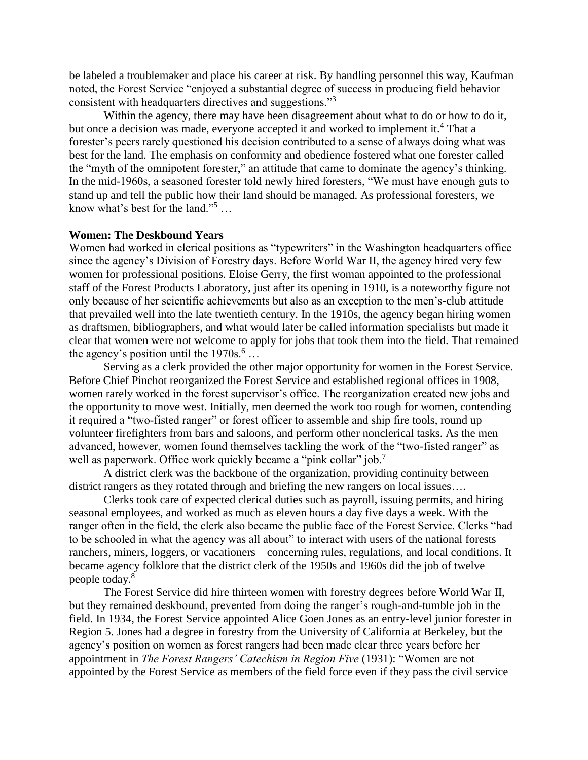be labeled a troublemaker and place his career at risk. By handling personnel this way, Kaufman noted, the Forest Service "enjoyed a substantial degree of success in producing field behavior consistent with headquarters directives and suggestions."[3]

Within the agency, there may have been disagreement about what to do or how to do it, but once a decision was made, everyone accepted it and worked to implement it.[4] That a forester's peers rarely questioned his decision contributed to a sense of always doing what was best for the land. The emphasis on conformity and obedience fostered what one forester called the "myth of the omnipotent forester," an attitude that came to dominate the agency's thinking. In the mid-1960s, a seasoned forester told newly hired foresters, "We must have enough guts to stand up and tell the public how their land should be managed. As professional foresters, we know what's best for the land."[5] …

**Women: The Deskbound Years**

Women had worked in clerical positions as "typewriters" in the Washington headquarters office since the agency's Division of Forestry days. Before World War II, the agency hired very few women for professional positions. Eloise Gerry, the first woman appointed to the professional staff of the Forest Products Laboratory, just after its opening in 1910, is a noteworthy figure not only because of her scientific achievements but also as an exception to the men's-club attitude that prevailed well into the late twentieth century. In the 1910s, the agency began hiring women as draftsmen, bibliographers, and what would later be called information specialists but made it clear that women were not welcome to apply for jobs that took them into the field. That remained the agency's position until the 1970s.[6] …

Serving as a clerk provided the other major opportunity for women in the Forest Service. Before Chief Pinchot reorganized the Forest Service and established regional offices in 1908, women rarely worked in the forest supervisor's office. The reorganization created new jobs and the opportunity to move west. Initially, men deemed the work too rough for women, contending it required a "two-fisted ranger" or forest officer to assemble and ship fire tools, round up volunteer firefighters from bars and saloons, and perform other nonclerical tasks. As the men advanced, however, women found themselves tackling the work of the "two-fisted ranger" as well as paperwork. Office work quickly became a "pink collar" job.[7]

A district clerk was the backbone of the organization, providing continuity between district rangers as they rotated through and briefing the new rangers on local issues….

Clerks took care of expected clerical duties such as payroll, issuing permits, and hiring seasonal employees, and worked as much as eleven hours a day five days a week. With the ranger often in the field, the clerk also became the public face of the Forest Service. Clerks "had to be schooled in what the agency was all about" to interact with users of the national forests—ranchers, miners, loggers, or vacationers—concerning rules, regulations, and local conditions. It became agency folklore that the district clerk of the 1950s and 1960s did the job of twelve people today.[8]

The Forest Service did hire thirteen women with forestry degrees before World War II, but they remained deskbound, prevented from doing the ranger's rough-and-tumble job in the field. In 1934, the Forest Service appointed Alice Goen Jones as an entry-level junior forester in Region 5. Jones had a degree in forestry from the University of California at Berkeley, but the agency's position on women as forest rangers had been made clear three years before her appointment in *The Forest Rangers' Catechism in Region Five* (1931): "Women are not appointed by the Forest Service as members of the field force even if they pass the civil service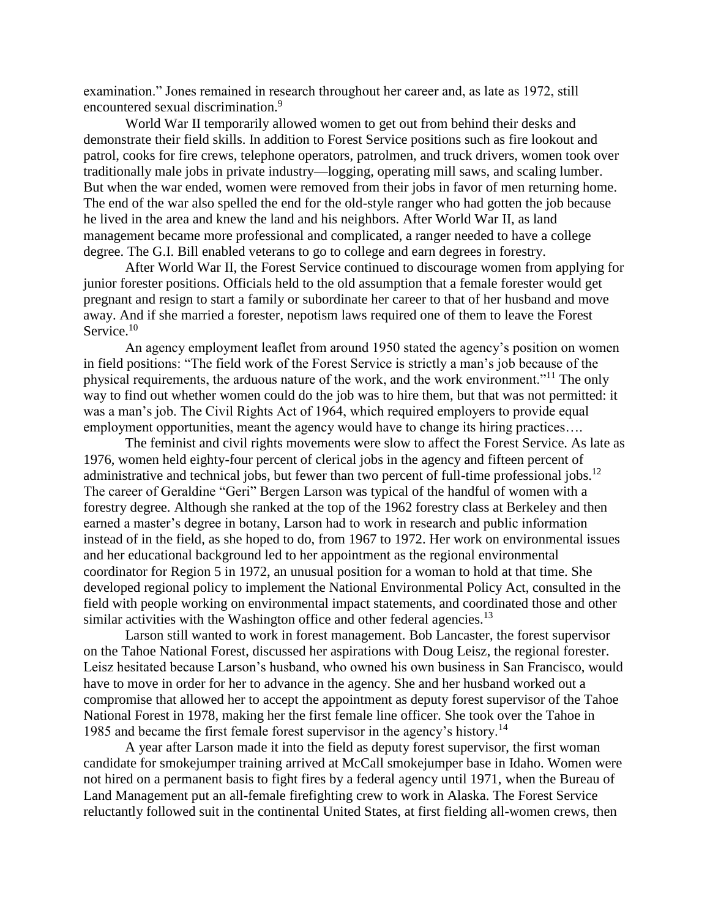examination." Jones remained in research throughout her career and, as late as 1972, still encountered sexual discrimination.[9]

World War II temporarily allowed women to get out from behind their desks and demonstrate their field skills. In addition to Forest Service positions such as fire lookout and patrol, cooks for fire crews, telephone operators, patrolmen, and truck drivers, women took over traditionally male jobs in private industry—logging, operating mill saws, and scaling lumber. But when the war ended, women were removed from their jobs in favor of men returning home. The end of the war also spelled the end for the old-style ranger who had gotten the job because he lived in the area and knew the land and his neighbors. After World War II, as land management became more professional and complicated, a ranger needed to have a college degree. The G.I. Bill enabled veterans to go to college and earn degrees in forestry.

After World War II, the Forest Service continued to discourage women from applying for junior forester positions. Officials held to the old assumption that a female forester would get pregnant and resign to start a family or subordinate her career to that of her husband and move away. And if she married a forester, nepotism laws required one of them to leave the Forest Service.[10]

An agency employment leaflet from around 1950 stated the agency's position on women in field positions: "The field work of the Forest Service is strictly a man's job because of the physical requirements, the arduous nature of the work, and the work environment."[11] The only way to find out whether women could do the job was to hire them, but that was not permitted: it was a man's job. The Civil Rights Act of 1964, which required employers to provide equal employment opportunities, meant the agency would have to change its hiring practices….

The feminist and civil rights movements were slow to affect the Forest Service. As late as 1976, women held eighty-four percent of clerical jobs in the agency and fifteen percent of administrative and technical jobs, but fewer than two percent of full-time professional jobs.[12] The career of Geraldine "Geri" Bergen Larson was typical of the handful of women with a forestry degree. Although she ranked at the top of the 1962 forestry class at Berkeley and then earned a master's degree in botany, Larson had to work in research and public information instead of in the field, as she hoped to do, from 1967 to 1972. Her work on environmental issues and her educational background led to her appointment as the regional environmental coordinator for Region 5 in 1972, an unusual position for a woman to hold at that time. She developed regional policy to implement the National Environmental Policy Act, consulted in the field with people working on environmental impact statements, and coordinated those and other similar activities with the Washington office and other federal agencies.[13]

Larson still wanted to work in forest management. Bob Lancaster, the forest supervisor on the Tahoe National Forest, discussed her aspirations with Doug Leisz, the regional forester. Leisz hesitated because Larson's husband, who owned his own business in San Francisco, would have to move in order for her to advance in the agency. She and her husband worked out a compromise that allowed her to accept the appointment as deputy forest supervisor of the Tahoe National Forest in 1978, making her the first female line officer. She took over the Tahoe in 1985 and became the first female forest supervisor in the agency's history.[14]

A year after Larson made it into the field as deputy forest supervisor, the first woman candidate for smokejumper training arrived at McCall smokejumper base in Idaho. Women were not hired on a permanent basis to fight fires by a federal agency until 1971, when the Bureau of Land Management put an all-female firefighting crew to work in Alaska. The Forest Service reluctantly followed suit in the continental United States, at first fielding all-women crews, then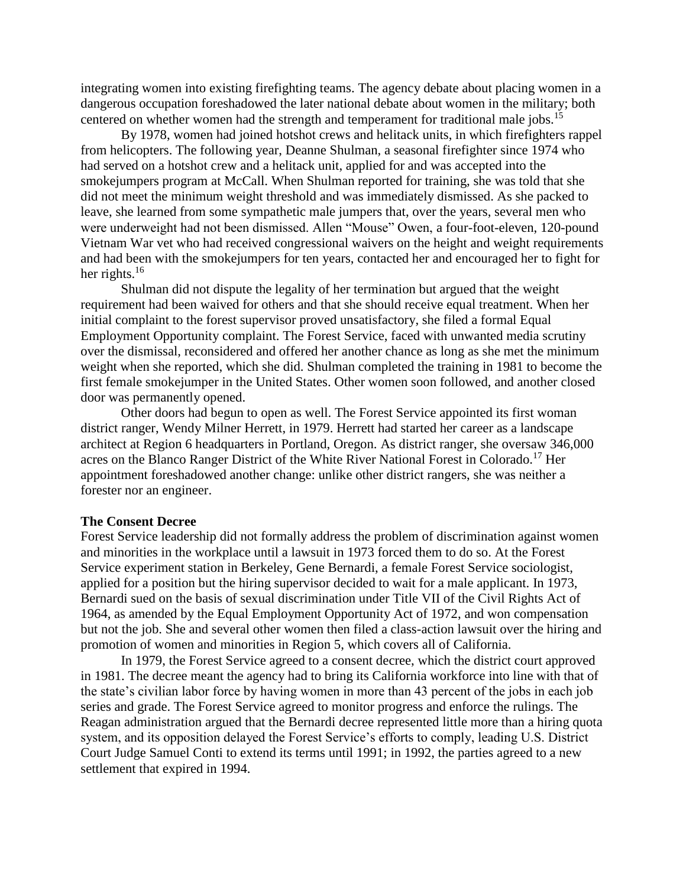integrating women into existing firefighting teams. The agency debate about placing women in a dangerous occupation foreshadowed the later national debate about women in the military; both centered on whether women had the strength and temperament for traditional male jobs.[15]

By 1978, women had joined hotshot crews and helitack units, in which firefighters rappel from helicopters. The following year, Deanne Shulman, a seasonal firefighter since 1974 who had served on a hotshot crew and a helitack unit, applied for and was accepted into the smokejumpers program at McCall. When Shulman reported for training, she was told that she did not meet the minimum weight threshold and was immediately dismissed. As she packed to leave, she learned from some sympathetic male jumpers that, over the years, several men who were underweight had not been dismissed. Allen "Mouse" Owen, a four-foot-eleven, 120-pound Vietnam War vet who had received congressional waivers on the height and weight requirements and had been with the smokejumpers for ten years, contacted her and encouraged her to fight for her rights.[16]

Shulman did not dispute the legality of her termination but argued that the weight requirement had been waived for others and that she should receive equal treatment. When her initial complaint to the forest supervisor proved unsatisfactory, she filed a formal Equal Employment Opportunity complaint. The Forest Service, faced with unwanted media scrutiny over the dismissal, reconsidered and offered her another chance as long as she met the minimum weight when she reported, which she did. Shulman completed the training in 1981 to become the first female smokejumper in the United States. Other women soon followed, and another closed door was permanently opened.

Other doors had begun to open as well. The Forest Service appointed its first woman district ranger, Wendy Milner Herrett, in 1979. Herrett had started her career as a landscape architect at Region 6 headquarters in Portland, Oregon. As district ranger, she oversaw 346,000 acres on the Blanco Ranger District of the White River National Forest in Colorado.[17] Her appointment foreshadowed another change: unlike other district rangers, she was neither a forester nor an engineer.

**The Consent Decree**

Forest Service leadership did not formally address the problem of discrimination against women and minorities in the workplace until a lawsuit in 1973 forced them to do so. At the Forest Service experiment station in Berkeley, Gene Bernardi, a female Forest Service sociologist, applied for a position but the hiring supervisor decided to wait for a male applicant. In 1973, Bernardi sued on the basis of sexual discrimination under Title VII of the Civil Rights Act of 1964, as amended by the Equal Employment Opportunity Act of 1972, and won compensation but not the job. She and several other women then filed a class-action lawsuit over the hiring and promotion of women and minorities in Region 5, which covers all of California.

In 1979, the Forest Service agreed to a consent decree, which the district court approved in 1981. The decree meant the agency had to bring its California workforce into line with that of the state's civilian labor force by having women in more than 43 percent of the jobs in each job series and grade. The Forest Service agreed to monitor progress and enforce the rulings. The Reagan administration argued that the Bernardi decree represented little more than a hiring quota system, and its opposition delayed the Forest Service's efforts to comply, leading U.S. District Court Judge Samuel Conti to extend its terms until 1991; in 1992, the parties agreed to a new settlement that expired in 1994.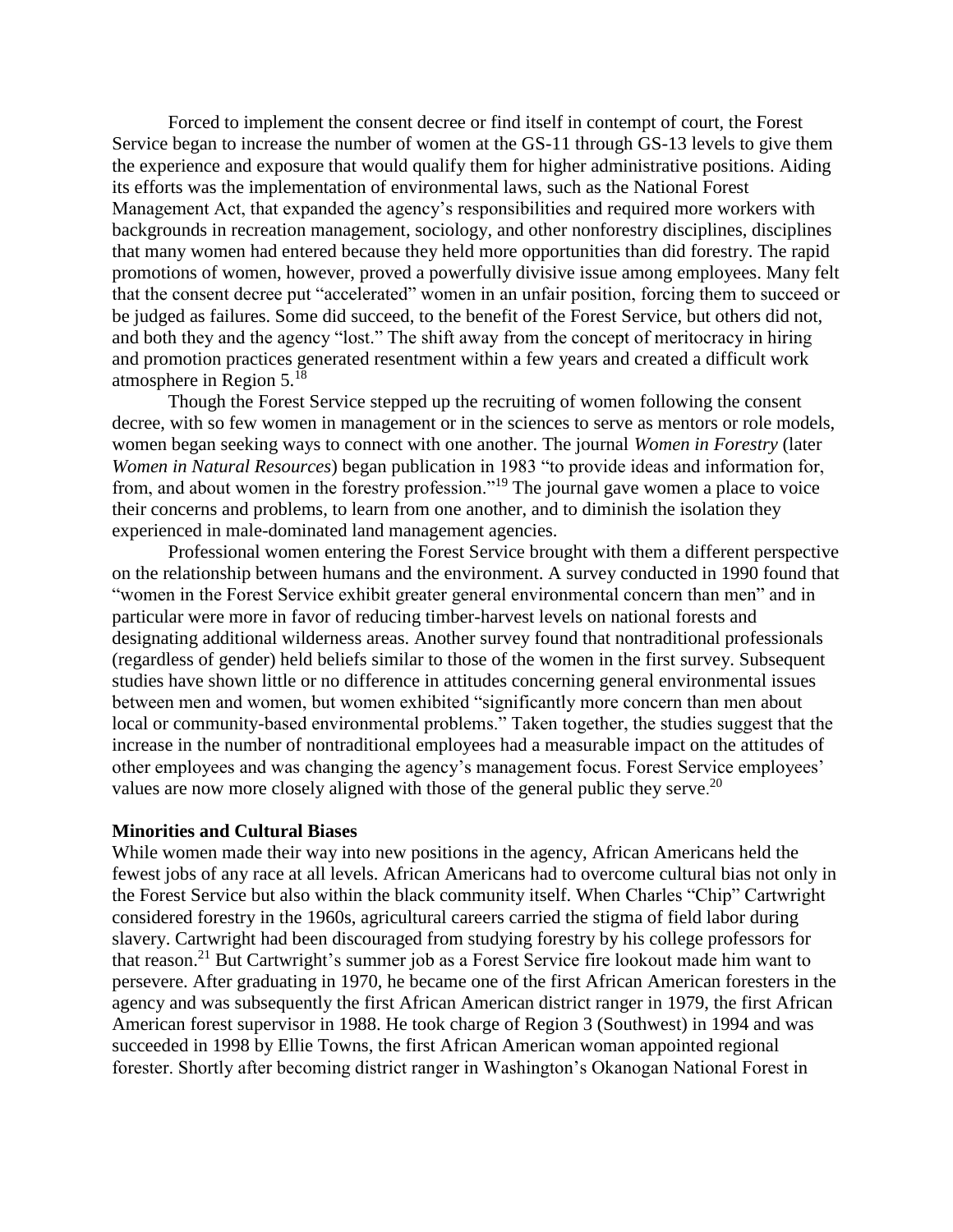Forced to implement the consent decree or find itself in contempt of court, the Forest Service began to increase the number of women at the GS-11 through GS-13 levels to give them the experience and exposure that would qualify them for higher administrative positions. Aiding its efforts was the implementation of environmental laws, such as the National Forest Management Act, that expanded the agency's responsibilities and required more workers with backgrounds in recreation management, sociology, and other nonforestry disciplines, disciplines that many women had entered because they held more opportunities than did forestry. The rapid promotions of women, however, proved a powerfully divisive issue among employees. Many felt that the consent decree put "accelerated" women in an unfair position, forcing them to succeed or be judged as failures. Some did succeed, to the benefit of the Forest Service, but others did not, and both they and the agency "lost." The shift away from the concept of meritocracy in hiring and promotion practices generated resentment within a few years and created a difficult work atmosphere in Region 5.[18]

Though the Forest Service stepped up the recruiting of women following the consent decree, with so few women in management or in the sciences to serve as mentors or role models, women began seeking ways to connect with one another. The journal *Women in Forestry* (later *Women in Natural Resources*) began publication in 1983 "to provide ideas and information for, from, and about women in the forestry profession."[19] The journal gave women a place to voice their concerns and problems, to learn from one another, and to diminish the isolation they experienced in male-dominated land management agencies.

Professional women entering the Forest Service brought with them a different perspective on the relationship between humans and the environment. A survey conducted in 1990 found that "women in the Forest Service exhibit greater general environmental concern than men" and in particular were more in favor of reducing timber-harvest levels on national forests and designating additional wilderness areas. Another survey found that nontraditional professionals (regardless of gender) held beliefs similar to those of the women in the first survey. Subsequent studies have shown little or no difference in attitudes concerning general environmental issues between men and women, but women exhibited "significantly more concern than men about local or community-based environmental problems." Taken together, the studies suggest that the increase in the number of nontraditional employees had a measurable impact on the attitudes of other employees and was changing the agency's management focus. Forest Service employees' values are now more closely aligned with those of the general public they serve.[20]

### Minorities and Cultural Biases

While women made their way into new positions in the agency, African Americans held the fewest jobs of any race at all levels. African Americans had to overcome cultural bias not only in the Forest Service but also within the black community itself. When Charles "Chip" Cartwright considered forestry in the 1960s, agricultural careers carried the stigma of field labor during slavery. Cartwright had been discouraged from studying forestry by his college professors for that reason.[21] But Cartwright's summer job as a Forest Service fire lookout made him want to persevere. After graduating in 1970, he became one of the first African American foresters in the agency and was subsequently the first African American district ranger in 1979, the first African American forest supervisor in 1988. He took charge of Region 3 (Southwest) in 1994 and was succeeded in 1998 by Ellie Towns, the first African American woman appointed regional forester. Shortly after becoming district ranger in Washington's Okanogan National Forest in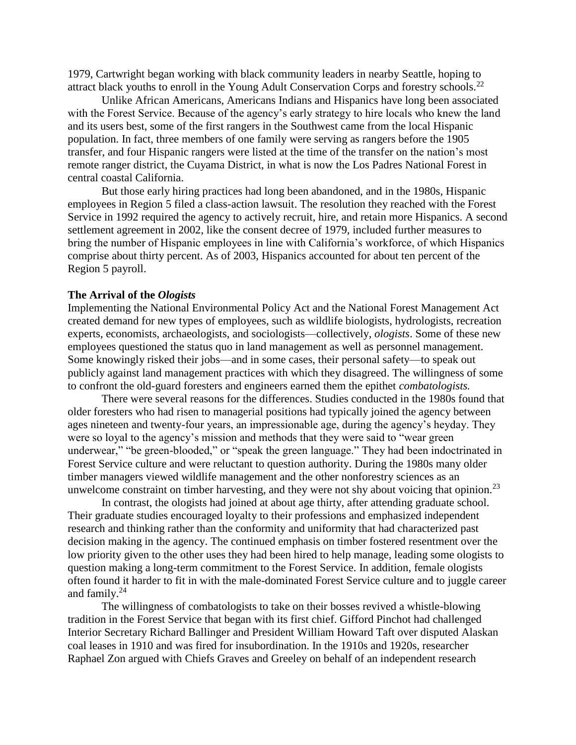1979, Cartwright began working with black community leaders in nearby Seattle, hoping to attract black youths to enroll in the Young Adult Conservation Corps and forestry schools.[22]

Unlike African Americans, Americans Indians and Hispanics have long been associated with the Forest Service. Because of the agency's early strategy to hire locals who knew the land and its users best, some of the first rangers in the Southwest came from the local Hispanic population. In fact, three members of one family were serving as rangers before the 1905 transfer, and four Hispanic rangers were listed at the time of the transfer on the nation's most remote ranger district, the Cuyama District, in what is now the Los Padres National Forest in central coastal California.

But those early hiring practices had long been abandoned, and in the 1980s, Hispanic employees in Region 5 filed a class-action lawsuit. The resolution they reached with the Forest Service in 1992 required the agency to actively recruit, hire, and retain more Hispanics. A second settlement agreement in 2002, like the consent decree of 1979, included further measures to bring the number of Hispanic employees in line with California's workforce, of which Hispanics comprise about thirty percent. As of 2003, Hispanics accounted for about ten percent of the Region 5 payroll.

### The Arrival of the *Ologists*

Implementing the National Environmental Policy Act and the National Forest Management Act created demand for new types of employees, such as wildlife biologists, hydrologists, recreation experts, economists, archaeologists, and sociologists—collectively, *ologists*. Some of these new employees questioned the status quo in land management as well as personnel management. Some knowingly risked their jobs—and in some cases, their personal safety—to speak out publicly against land management practices with which they disagreed. The willingness of some to confront the old-guard foresters and engineers earned them the epithet *combatologists.*

There were several reasons for the differences. Studies conducted in the 1980s found that older foresters who had risen to managerial positions had typically joined the agency between ages nineteen and twenty-four years, an impressionable age, during the agency's heyday. They were so loyal to the agency's mission and methods that they were said to "wear green underwear," "be green-blooded," or "speak the green language." They had been indoctrinated in Forest Service culture and were reluctant to question authority. During the 1980s many older timber managers viewed wildlife management and the other nonforestry sciences as an unwelcome constraint on timber harvesting, and they were not shy about voicing that opinion.[23]

In contrast, the ologists had joined at about age thirty, after attending graduate school. Their graduate studies encouraged loyalty to their professions and emphasized independent research and thinking rather than the conformity and uniformity that had characterized past decision making in the agency. The continued emphasis on timber fostered resentment over the low priority given to the other uses they had been hired to help manage, leading some ologists to question making a long-term commitment to the Forest Service. In addition, female ologists often found it harder to fit in with the male-dominated Forest Service culture and to juggle career and family.[24]

The willingness of combatologists to take on their bosses revived a whistle-blowing tradition in the Forest Service that began with its first chief. Gifford Pinchot had challenged Interior Secretary Richard Ballinger and President William Howard Taft over disputed Alaskan coal leases in 1910 and was fired for insubordination. In the 1910s and 1920s, researcher Raphael Zon argued with Chiefs Graves and Greeley on behalf of an independent research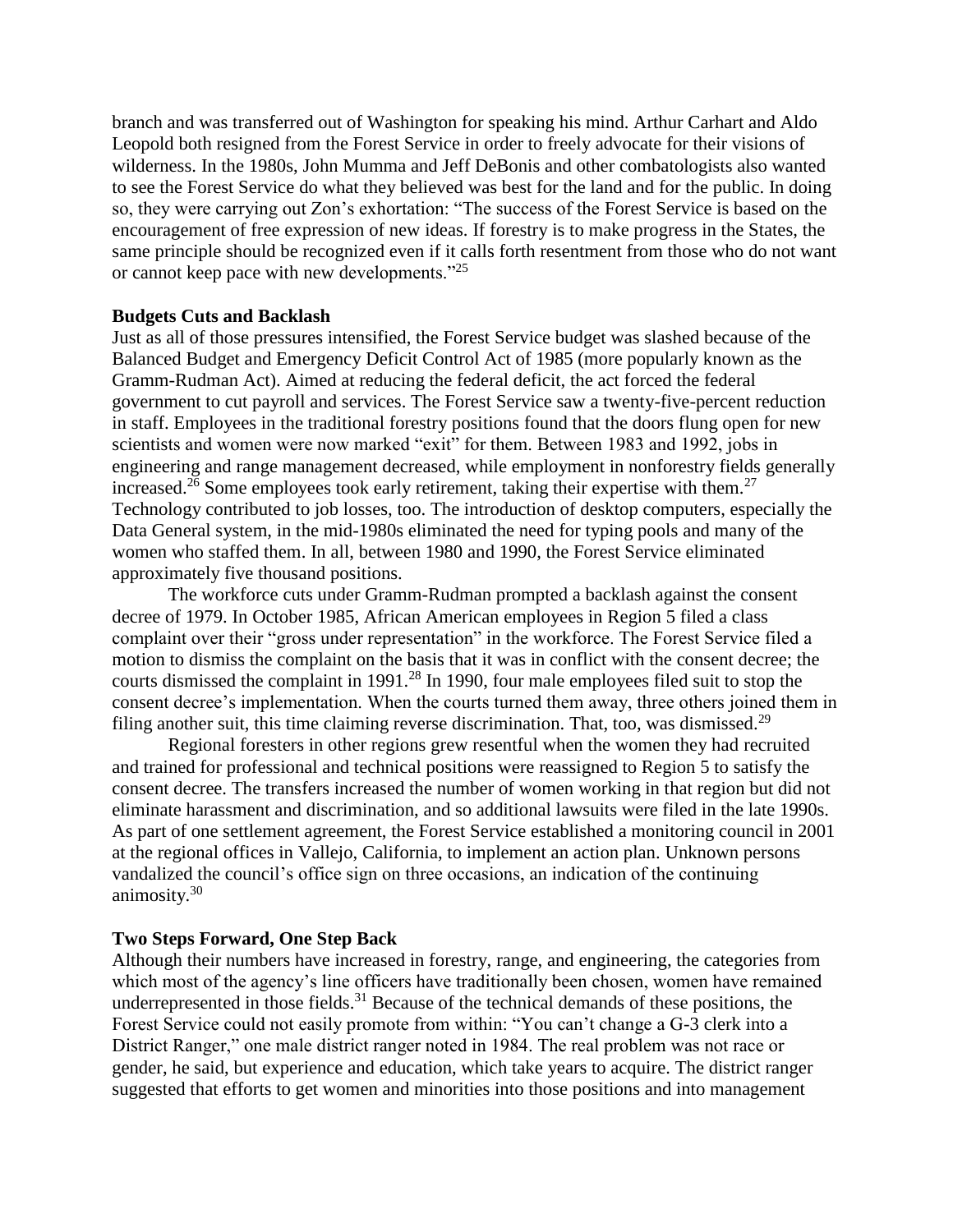branch and was transferred out of Washington for speaking his mind. Arthur Carhart and Aldo Leopold both resigned from the Forest Service in order to freely advocate for their visions of wilderness. In the 1980s, John Mumma and Jeff DeBonis and other combatologists also wanted to see the Forest Service do what they believed was best for the land and for the public. In doing so, they were carrying out Zon's exhortation: "The success of the Forest Service is based on the encouragement of free expression of new ideas. If forestry is to make progress in the States, the same principle should be recognized even if it calls forth resentment from those who do not want or cannot keep pace with new developments."[25]

**Budgets Cuts and Backlash**

Just as all of those pressures intensified, the Forest Service budget was slashed because of the Balanced Budget and Emergency Deficit Control Act of 1985 (more popularly known as the Gramm-Rudman Act). Aimed at reducing the federal deficit, the act forced the federal government to cut payroll and services. The Forest Service saw a twenty-five-percent reduction in staff. Employees in the traditional forestry positions found that the doors flung open for new scientists and women were now marked "exit" for them. Between 1983 and 1992, jobs in engineering and range management decreased, while employment in nonforestry fields generally increased.[26] Some employees took early retirement, taking their expertise with them.[27] Technology contributed to job losses, too. The introduction of desktop computers, especially the Data General system, in the mid-1980s eliminated the need for typing pools and many of the women who staffed them. In all, between 1980 and 1990, the Forest Service eliminated approximately five thousand positions.

The workforce cuts under Gramm-Rudman prompted a backlash against the consent decree of 1979. In October 1985, African American employees in Region 5 filed a class complaint over their "gross under representation" in the workforce. The Forest Service filed a motion to dismiss the complaint on the basis that it was in conflict with the consent decree; the courts dismissed the complaint in 1991.[28] In 1990, four male employees filed suit to stop the consent decree's implementation. When the courts turned them away, three others joined them in filing another suit, this time claiming reverse discrimination. That, too, was dismissed.[29]

Regional foresters in other regions grew resentful when the women they had recruited and trained for professional and technical positions were reassigned to Region 5 to satisfy the consent decree. The transfers increased the number of women working in that region but did not eliminate harassment and discrimination, and so additional lawsuits were filed in the late 1990s. As part of one settlement agreement, the Forest Service established a monitoring council in 2001 at the regional offices in Vallejo, California, to implement an action plan. Unknown persons vandalized the council's office sign on three occasions, an indication of the continuing animosity.[30]

**Two Steps Forward, One Step Back**

Although their numbers have increased in forestry, range, and engineering, the categories from which most of the agency's line officers have traditionally been chosen, women have remained underrepresented in those fields.[31] Because of the technical demands of these positions, the Forest Service could not easily promote from within: "You can't change a G-3 clerk into a District Ranger," one male district ranger noted in 1984. The real problem was not race or gender, he said, but experience and education, which take years to acquire. The district ranger suggested that efforts to get women and minorities into those positions and into management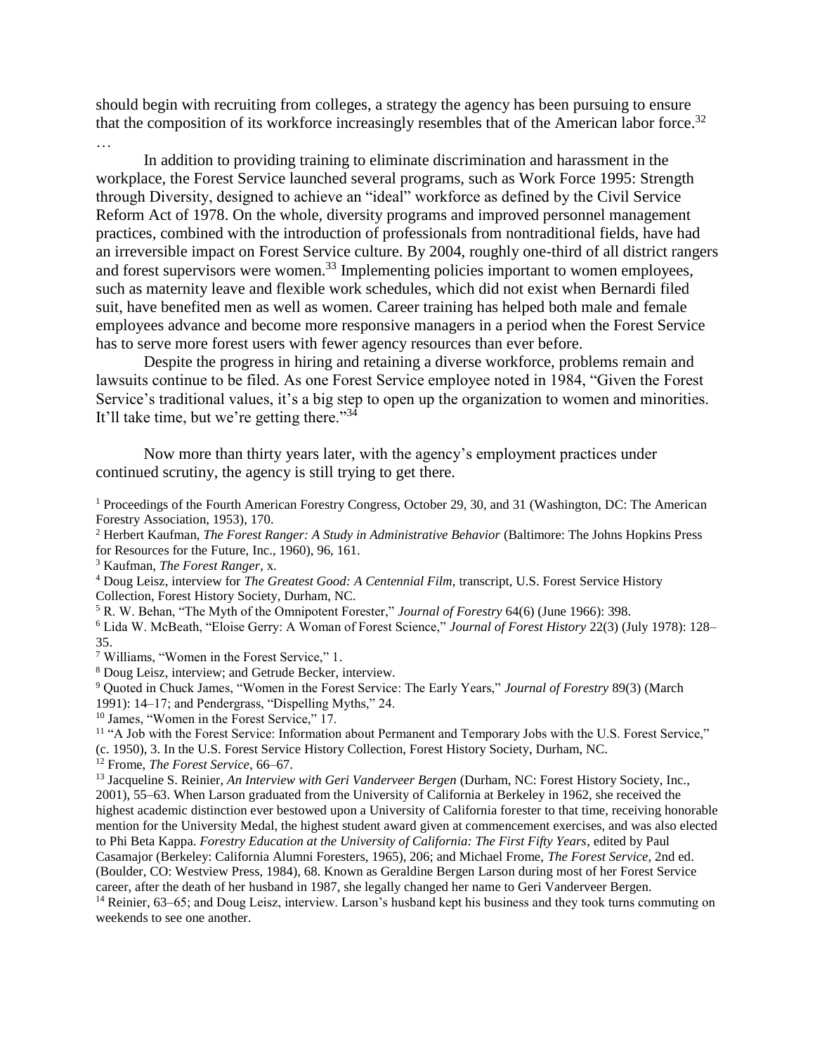should begin with recruiting from colleges, a strategy the agency has been pursuing to ensure that the composition of its workforce increasingly resembles that of the American labor force.[32]

…

In addition to providing training to eliminate discrimination and harassment in the workplace, the Forest Service launched several programs, such as Work Force 1995: Strength through Diversity, designed to achieve an "ideal" workforce as defined by the Civil Service Reform Act of 1978. On the whole, diversity programs and improved personnel management practices, combined with the introduction of professionals from nontraditional fields, have had an irreversible impact on Forest Service culture. By 2004, roughly one-third of all district rangers and forest supervisors were women.[33] Implementing policies important to women employees, such as maternity leave and flexible work schedules, which did not exist when Bernardi filed suit, have benefited men as well as women. Career training has helped both male and female employees advance and become more responsive managers in a period when the Forest Service has to serve more forest users with fewer agency resources than ever before.

Despite the progress in hiring and retaining a diverse workforce, problems remain and lawsuits continue to be filed. As one Forest Service employee noted in 1984, "Given the Forest Service's traditional values, it's a big step to open up the organization to women and minorities. It'll take time, but we're getting there."[34]

Now more than thirty years later, with the agency's employment practices under continued scrutiny, the agency is still trying to get there.

[1] Proceedings of the Fourth American Forestry Congress, October 29, 30, and 31 (Washington, DC: The American Forestry Association, 1953), 170.

[2] Herbert Kaufman, *The Forest Ranger: A Study in Administrative Behavior* (Baltimore: The Johns Hopkins Press for Resources for the Future, Inc., 1960), 96, 161.

[3] Kaufman, *The Forest Ranger*, x.

[4] Doug Leisz, interview for *The Greatest Good: A Centennial Film*, transcript, U.S. Forest Service History Collection, Forest History Society, Durham, NC.

[5] R. W. Behan, "The Myth of the Omnipotent Forester," *Journal of Forestry* 64(6) (June 1966): 398.

[6] Lida W. McBeath, "Eloise Gerry: A Woman of Forest Science," *Journal of Forest History* 22(3) (July 1978): 128–35.

[7] Williams, "Women in the Forest Service," 1.

[8] Doug Leisz, interview; and Getrude Becker, interview.

[9] Quoted in Chuck James, "Women in the Forest Service: The Early Years," *Journal of Forestry* 89(3) (March 1991): 14–17; and Pendergrass, "Dispelling Myths," 24.

[10] James, "Women in the Forest Service," 17.

[11] "A Job with the Forest Service: Information about Permanent and Temporary Jobs with the U.S. Forest Service," (c. 1950), 3. In the U.S. Forest Service History Collection, Forest History Society, Durham, NC.

[12] Frome, *The Forest Service*, 66–67.

[13] Jacqueline S. Reinier, *An Interview with Geri Vanderveer Bergen* (Durham, NC: Forest History Society, Inc., 2001), 55–63. When Larson graduated from the University of California at Berkeley in 1962, she received the highest academic distinction ever bestowed upon a University of California forester to that time, receiving honorable mention for the University Medal, the highest student award given at commencement exercises, and was also elected to Phi Beta Kappa. *Forestry Education at the University of California: The First Fifty Years*, edited by Paul Casamajor (Berkeley: California Alumni Foresters, 1965), 206; and Michael Frome, *The Forest Service*, 2nd ed. (Boulder, CO: Westview Press, 1984), 68. Known as Geraldine Bergen Larson during most of her Forest Service career, after the death of her husband in 1987, she legally changed her name to Geri Vanderveer Bergen.

[14] Reinier, 63–65; and Doug Leisz, interview. Larson's husband kept his business and they took turns commuting on weekends to see one another.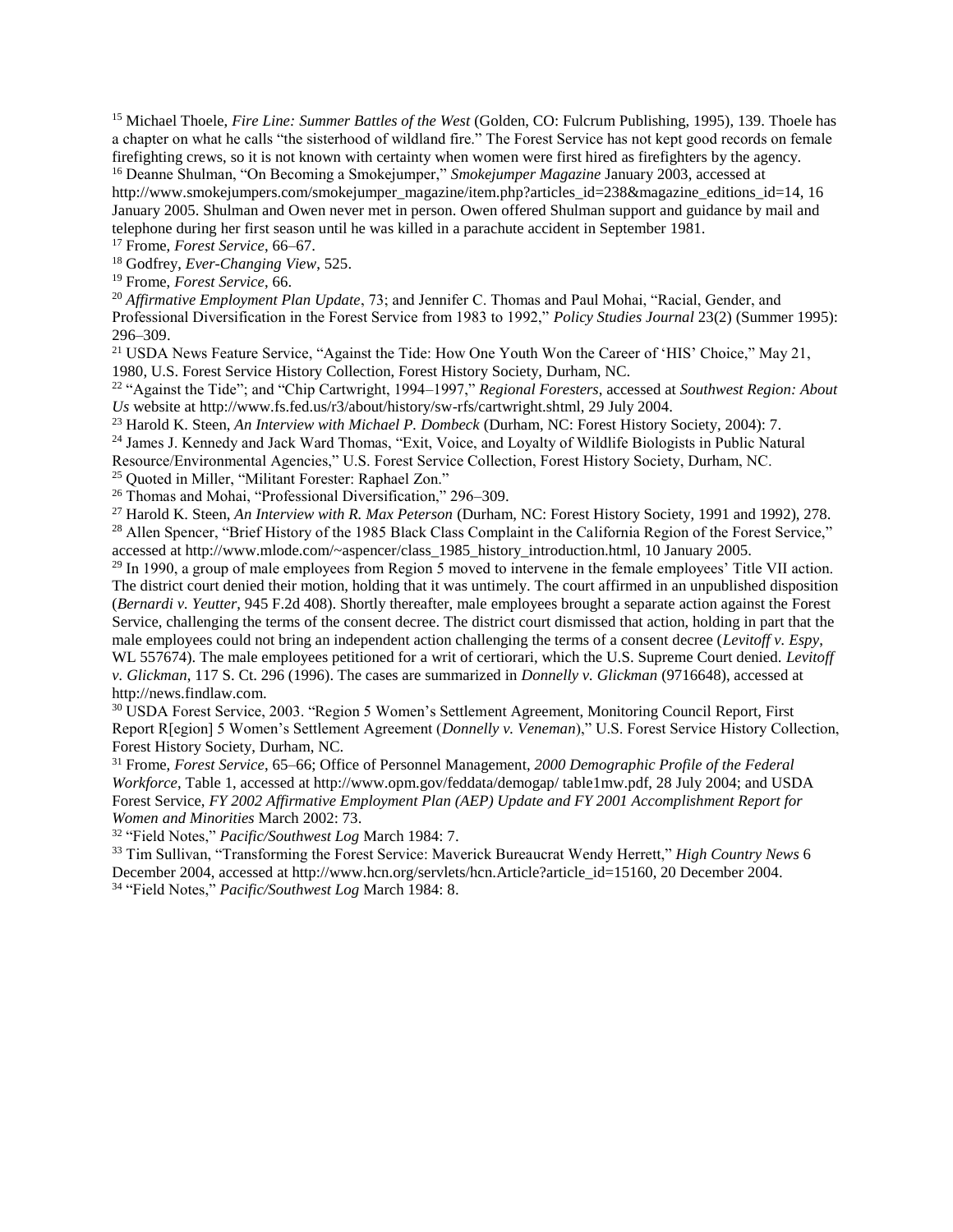[15] Michael Thoele, *Fire Line: Summer Battles of the West* (Golden, CO: Fulcrum Publishing, 1995), 139. Thoele has a chapter on what he calls "the sisterhood of wildland fire." The Forest Service has not kept good records on female firefighting crews, so it is not known with certainty when women were first hired as firefighters by the agency.

[16] Deanne Shulman, "On Becoming a Smokejumper," *Smokejumper Magazine* January 2003, accessed at http://www.smokejumpers.com/smokejumper_magazine/item.php?articles_id=238&magazine_editions_id=14, 16 January 2005. Shulman and Owen never met in person. Owen offered Shulman support and guidance by mail and telephone during her first season until he was killed in a parachute accident in September 1981.

[17] Frome, *Forest Service*, 66–67.

[18] Godfrey, *Ever-Changing View*, 525.

[19] Frome, *Forest Service*, 66.

[20] *Affirmative Employment Plan Update*, 73; and Jennifer C. Thomas and Paul Mohai, "Racial, Gender, and Professional Diversification in the Forest Service from 1983 to 1992," *Policy Studies Journal* 23(2) (Summer 1995): 296–309.

[21] USDA News Feature Service, "Against the Tide: How One Youth Won the Career of 'HIS' Choice," May 21, 1980, U.S. Forest Service History Collection, Forest History Society, Durham, NC.

[22] "Against the Tide"; and "Chip Cartwright, 1994–1997," *Regional Foresters*, accessed at *Southwest Region: About Us* website at http://www.fs.fed.us/r3/about/history/sw-rfs/cartwright.shtml, 29 July 2004.

[23] Harold K. Steen, *An Interview with Michael P. Dombeck* (Durham, NC: Forest History Society, 2004): 7.

[24] James J. Kennedy and Jack Ward Thomas, "Exit, Voice, and Loyalty of Wildlife Biologists in Public Natural Resource/Environmental Agencies," U.S. Forest Service Collection, Forest History Society, Durham, NC.

[25] Quoted in Miller, "Militant Forester: Raphael Zon."

[26] Thomas and Mohai, "Professional Diversification," 296–309.

[27] Harold K. Steen, *An Interview with R. Max Peterson* (Durham, NC: Forest History Society, 1991 and 1992), 278.

[28] Allen Spencer, "Brief History of the 1985 Black Class Complaint in the California Region of the Forest Service," accessed at http://www.mlode.com/~aspencer/class_1985_history_introduction.html, 10 January 2005.

[29] In 1990, a group of male employees from Region 5 moved to intervene in the female employees' Title VII action. The district court denied their motion, holding that it was untimely. The court affirmed in an unpublished disposition (*Bernardi v. Yeutter*, 945 F.2d 408). Shortly thereafter, male employees brought a separate action against the Forest Service, challenging the terms of the consent decree. The district court dismissed that action, holding in part that the male employees could not bring an independent action challenging the terms of a consent decree (*Levitoff v. Espy*, WL 557674). The male employees petitioned for a writ of certiorari, which the U.S. Supreme Court denied. *Levitoff v. Glickman*, 117 S. Ct. 296 (1996). The cases are summarized in *Donnelly v. Glickman* (9716648), accessed at http://news.findlaw.com.

[30] USDA Forest Service, 2003. "Region 5 Women's Settlement Agreement, Monitoring Council Report, First Report R[egion] 5 Women's Settlement Agreement (*Donnelly v. Veneman*)," U.S. Forest Service History Collection, Forest History Society, Durham, NC.

[31] Frome, *Forest Service*, 65–66; Office of Personnel Management, *2000 Demographic Profile of the Federal Workforce*, Table 1, accessed at http://www.opm.gov/feddata/demogap/ table1mw.pdf, 28 July 2004; and USDA Forest Service, *FY 2002 Affirmative Employment Plan (AEP) Update and FY 2001 Accomplishment Report for Women and Minorities* March 2002: 73.

[32] "Field Notes," *Pacific/Southwest Log* March 1984: 7.

[33] Tim Sullivan, "Transforming the Forest Service: Maverick Bureaucrat Wendy Herrett," *High Country News* 6 December 2004, accessed at http://www.hcn.org/servlets/hcn.Article?article_id=15160, 20 December 2004.

[34] "Field Notes," *Pacific/Southwest Log* March 1984: 8.